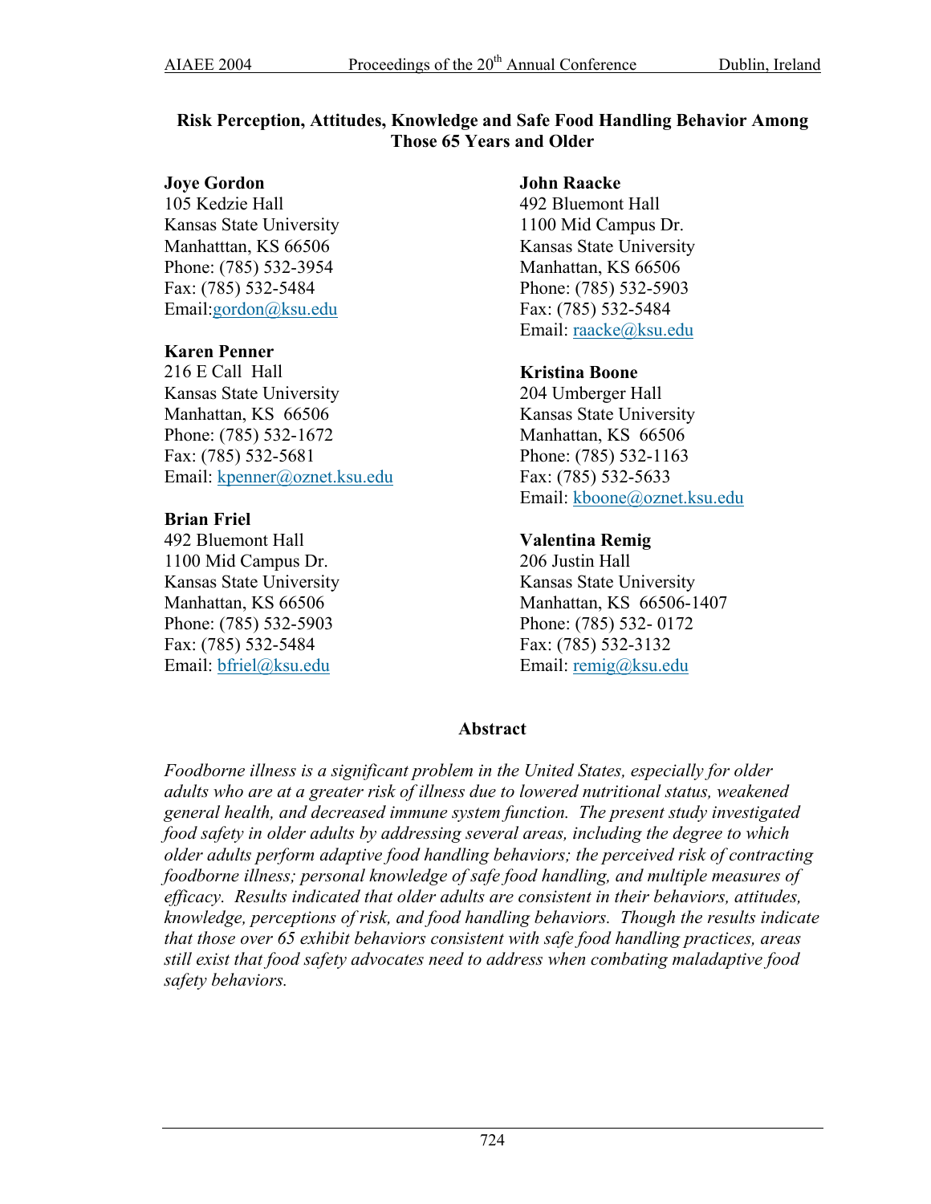# Risk Perception, Attitudes, Knowledge and Safe Food Handling Behavior Among Those 65 Years and Older

**Joye Gordon**
105 Kedzie Hall
Kansas State University
Manhatttan, KS 66506
Phone: (785) 532-3954
Fax: (785) 532-5484
Email:gordon@ksu.edu

**Karen Penner**
216 E Call Hall
Kansas State University
Manhattan, KS 66506
Phone: (785) 532-1672
Fax: (785) 532-5681
Email: kpenner@oznet.ksu.edu

**Brian Friel**
492 Bluemont Hall
1100 Mid Campus Dr.
Kansas State University
Manhattan, KS 66506
Phone: (785) 532-5903
Fax: (785) 532-5484
Email: bfriel@ksu.edu

**John Raacke**
492 Bluemont Hall
1100 Mid Campus Dr.
Kansas State University
Manhattan, KS 66506
Phone: (785) 532-5903
Fax: (785) 532-5484
Email: raacke@ksu.edu

**Kristina Boone**
204 Umberger Hall
Kansas State University
Manhattan, KS 66506
Phone: (785) 532-1163
Fax: (785) 532-5633
Email: kboone@oznet.ksu.edu

**Valentina Remig**
206 Justin Hall
Kansas State University
Manhattan, KS 66506-1407
Phone: (785) 532- 0172
Fax: (785) 532-3132
Email: remig@ksu.edu

## Abstract

*Foodborne illness is a significant problem in the United States, especially for older adults who are at a greater risk of illness due to lowered nutritional status, weakened general health, and decreased immune system function. The present study investigated food safety in older adults by addressing several areas, including the degree to which older adults perform adaptive food handling behaviors; the perceived risk of contracting foodborne illness; personal knowledge of safe food handling, and multiple measures of efficacy. Results indicated that older adults are consistent in their behaviors, attitudes, knowledge, perceptions of risk, and food handling behaviors. Though the results indicate that those over 65 exhibit behaviors consistent with safe food handling practices, areas still exist that food safety advocates need to address when combating maladaptive food safety behaviors.*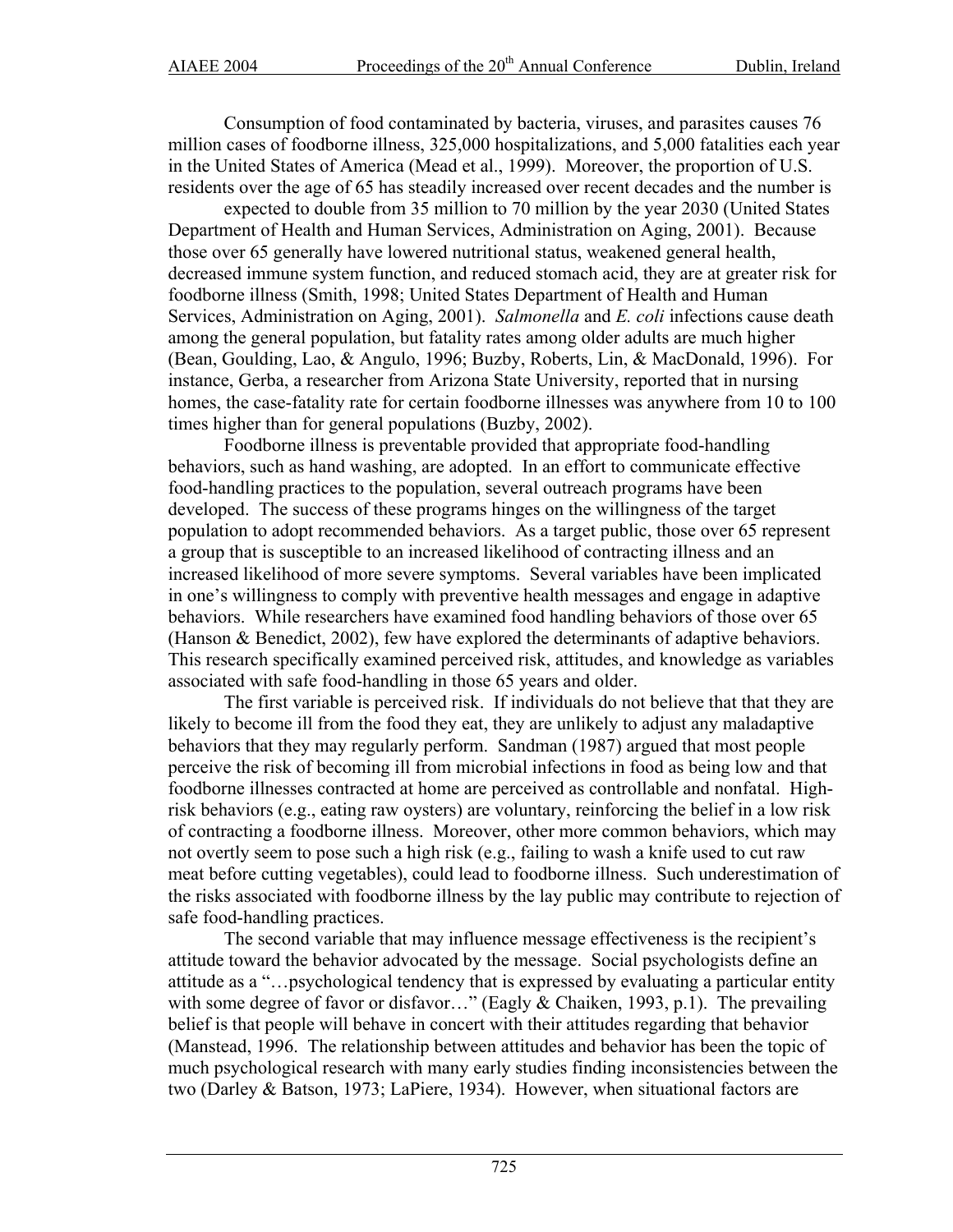Consumption of food contaminated by bacteria, viruses, and parasites causes 76 million cases of foodborne illness, 325,000 hospitalizations, and 5,000 fatalities each year in the United States of America (Mead et al., 1999). Moreover, the proportion of U.S. residents over the age of 65 has steadily increased over recent decades and the number is expected to double from 35 million to 70 million by the year 2030 (United States Department of Health and Human Services, Administration on Aging, 2001). Because those over 65 generally have lowered nutritional status, weakened general health, decreased immune system function, and reduced stomach acid, they are at greater risk for foodborne illness (Smith, 1998; United States Department of Health and Human Services, Administration on Aging, 2001). *Salmonella* and *E. coli* infections cause death among the general population, but fatality rates among older adults are much higher (Bean, Goulding, Lao, & Angulo, 1996; Buzby, Roberts, Lin, & MacDonald, 1996). For instance, Gerba, a researcher from Arizona State University, reported that in nursing homes, the case-fatality rate for certain foodborne illnesses was anywhere from 10 to 100 times higher than for general populations (Buzby, 2002).

Foodborne illness is preventable provided that appropriate food-handling behaviors, such as hand washing, are adopted. In an effort to communicate effective food-handling practices to the population, several outreach programs have been developed. The success of these programs hinges on the willingness of the target population to adopt recommended behaviors. As a target public, those over 65 represent a group that is susceptible to an increased likelihood of contracting illness and an increased likelihood of more severe symptoms. Several variables have been implicated in one's willingness to comply with preventive health messages and engage in adaptive behaviors. While researchers have examined food handling behaviors of those over 65 (Hanson & Benedict, 2002), few have explored the determinants of adaptive behaviors. This research specifically examined perceived risk, attitudes, and knowledge as variables associated with safe food-handling in those 65 years and older.

The first variable is perceived risk. If individuals do not believe that that they are likely to become ill from the food they eat, they are unlikely to adjust any maladaptive behaviors that they may regularly perform. Sandman (1987) argued that most people perceive the risk of becoming ill from microbial infections in food as being low and that foodborne illnesses contracted at home are perceived as controllable and nonfatal. High-risk behaviors (e.g., eating raw oysters) are voluntary, reinforcing the belief in a low risk of contracting a foodborne illness. Moreover, other more common behaviors, which may not overtly seem to pose such a high risk (e.g., failing to wash a knife used to cut raw meat before cutting vegetables), could lead to foodborne illness. Such underestimation of the risks associated with foodborne illness by the lay public may contribute to rejection of safe food-handling practices.

The second variable that may influence message effectiveness is the recipient's attitude toward the behavior advocated by the message. Social psychologists define an attitude as a "…psychological tendency that is expressed by evaluating a particular entity with some degree of favor or disfavor…" (Eagly & Chaiken, 1993, p.1). The prevailing belief is that people will behave in concert with their attitudes regarding that behavior (Manstead, 1996. The relationship between attitudes and behavior has been the topic of much psychological research with many early studies finding inconsistencies between the two (Darley & Batson, 1973; LaPiere, 1934). However, when situational factors are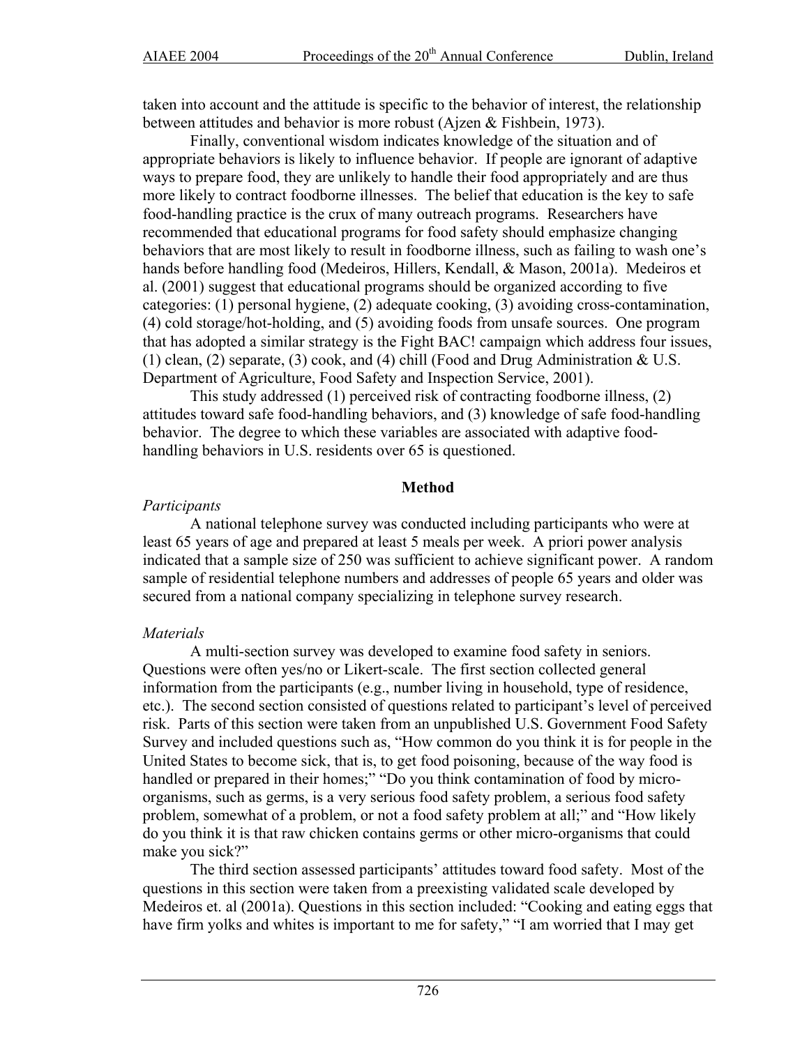taken into account and the attitude is specific to the behavior of interest, the relationship between attitudes and behavior is more robust (Ajzen & Fishbein, 1973).

Finally, conventional wisdom indicates knowledge of the situation and of appropriate behaviors is likely to influence behavior. If people are ignorant of adaptive ways to prepare food, they are unlikely to handle their food appropriately and are thus more likely to contract foodborne illnesses. The belief that education is the key to safe food-handling practice is the crux of many outreach programs. Researchers have recommended that educational programs for food safety should emphasize changing behaviors that are most likely to result in foodborne illness, such as failing to wash one's hands before handling food (Medeiros, Hillers, Kendall, & Mason, 2001a). Medeiros et al. (2001) suggest that educational programs should be organized according to five categories: (1) personal hygiene, (2) adequate cooking, (3) avoiding cross-contamination, (4) cold storage/hot-holding, and (5) avoiding foods from unsafe sources. One program that has adopted a similar strategy is the Fight BAC! campaign which address four issues, (1) clean, (2) separate, (3) cook, and (4) chill (Food and Drug Administration & U.S. Department of Agriculture, Food Safety and Inspection Service, 2001).

This study addressed (1) perceived risk of contracting foodborne illness, (2) attitudes toward safe food-handling behaviors, and (3) knowledge of safe food-handling behavior. The degree to which these variables are associated with adaptive food-handling behaviors in U.S. residents over 65 is questioned.

## Method

*Participants*

A national telephone survey was conducted including participants who were at least 65 years of age and prepared at least 5 meals per week. A priori power analysis indicated that a sample size of 250 was sufficient to achieve significant power. A random sample of residential telephone numbers and addresses of people 65 years and older was secured from a national company specializing in telephone survey research.

*Materials*

A multi-section survey was developed to examine food safety in seniors. Questions were often yes/no or Likert-scale. The first section collected general information from the participants (e.g., number living in household, type of residence, etc.). The second section consisted of questions related to participant's level of perceived risk. Parts of this section were taken from an unpublished U.S. Government Food Safety Survey and included questions such as, "How common do you think it is for people in the United States to become sick, that is, to get food poisoning, because of the way food is handled or prepared in their homes;" "Do you think contamination of food by micro-organisms, such as germs, is a very serious food safety problem, a serious food safety problem, somewhat of a problem, or not a food safety problem at all;" and "How likely do you think it is that raw chicken contains germs or other micro-organisms that could make you sick?"

The third section assessed participants' attitudes toward food safety. Most of the questions in this section were taken from a preexisting validated scale developed by Medeiros et. al (2001a). Questions in this section included: "Cooking and eating eggs that have firm yolks and whites is important to me for safety," "I am worried that I may get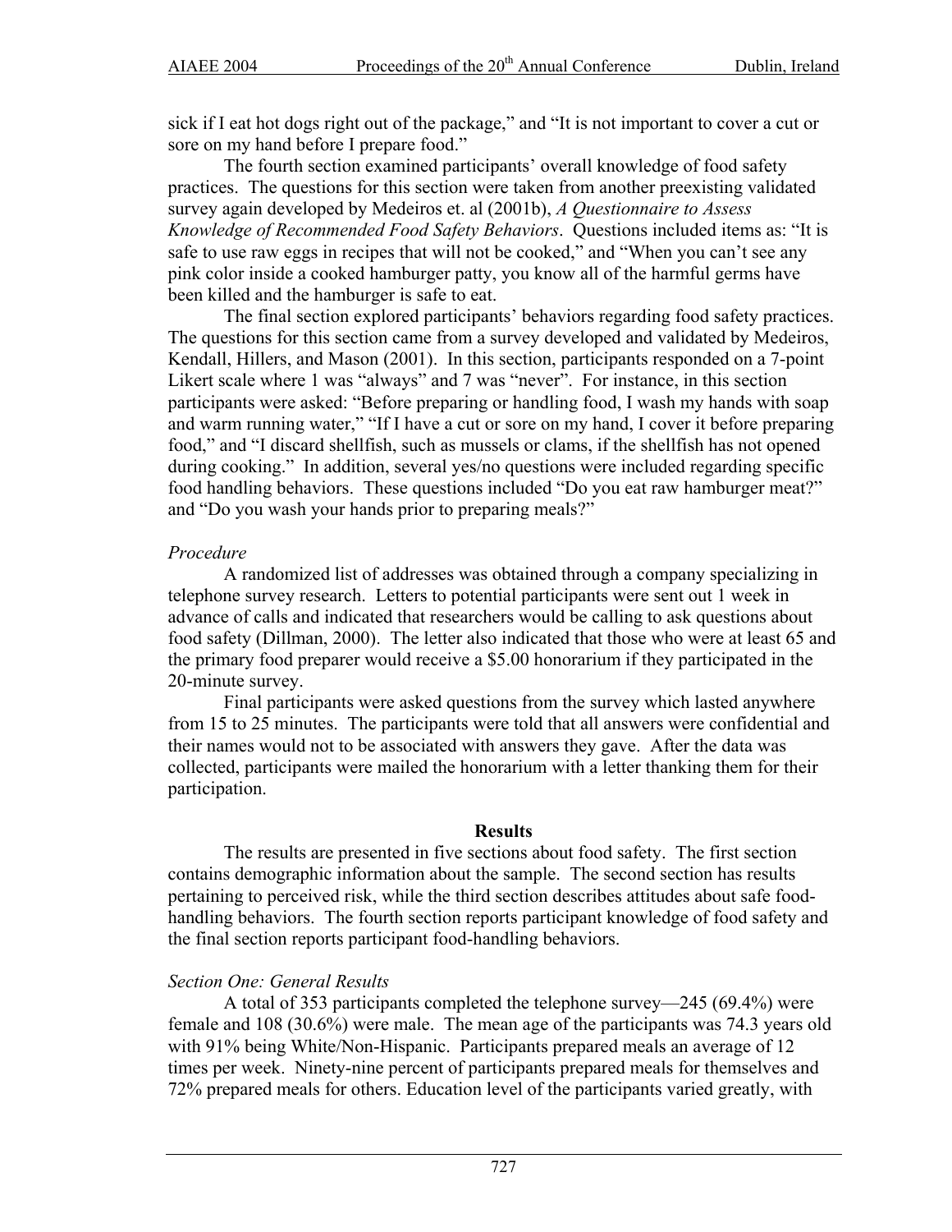sick if I eat hot dogs right out of the package," and "It is not important to cover a cut or sore on my hand before I prepare food."

The fourth section examined participants' overall knowledge of food safety practices. The questions for this section were taken from another preexisting validated survey again developed by Medeiros et. al (2001b), *A Questionnaire to Assess Knowledge of Recommended Food Safety Behaviors*. Questions included items as: "It is safe to use raw eggs in recipes that will not be cooked," and "When you can't see any pink color inside a cooked hamburger patty, you know all of the harmful germs have been killed and the hamburger is safe to eat.

The final section explored participants' behaviors regarding food safety practices. The questions for this section came from a survey developed and validated by Medeiros, Kendall, Hillers, and Mason (2001). In this section, participants responded on a 7-point Likert scale where 1 was "always" and 7 was "never". For instance, in this section participants were asked: "Before preparing or handling food, I wash my hands with soap and warm running water," "If I have a cut or sore on my hand, I cover it before preparing food," and "I discard shellfish, such as mussels or clams, if the shellfish has not opened during cooking." In addition, several yes/no questions were included regarding specific food handling behaviors. These questions included "Do you eat raw hamburger meat?" and "Do you wash your hands prior to preparing meals?"

*Procedure*

A randomized list of addresses was obtained through a company specializing in telephone survey research. Letters to potential participants were sent out 1 week in advance of calls and indicated that researchers would be calling to ask questions about food safety (Dillman, 2000). The letter also indicated that those who were at least 65 and the primary food preparer would receive a $5.00 honorarium if they participated in the 20-minute survey.

Final participants were asked questions from the survey which lasted anywhere from 15 to 25 minutes. The participants were told that all answers were confidential and their names would not to be associated with answers they gave. After the data was collected, participants were mailed the honorarium with a letter thanking them for their participation.

## Results

The results are presented in five sections about food safety. The first section contains demographic information about the sample. The second section has results pertaining to perceived risk, while the third section describes attitudes about safe food-handling behaviors. The fourth section reports participant knowledge of food safety and the final section reports participant food-handling behaviors.

*Section One: General Results*

A total of 353 participants completed the telephone survey—245 (69.4%) were female and 108 (30.6%) were male. The mean age of the participants was 74.3 years old with 91% being White/Non-Hispanic. Participants prepared meals an average of 12 times per week. Ninety-nine percent of participants prepared meals for themselves and 72% prepared meals for others. Education level of the participants varied greatly, with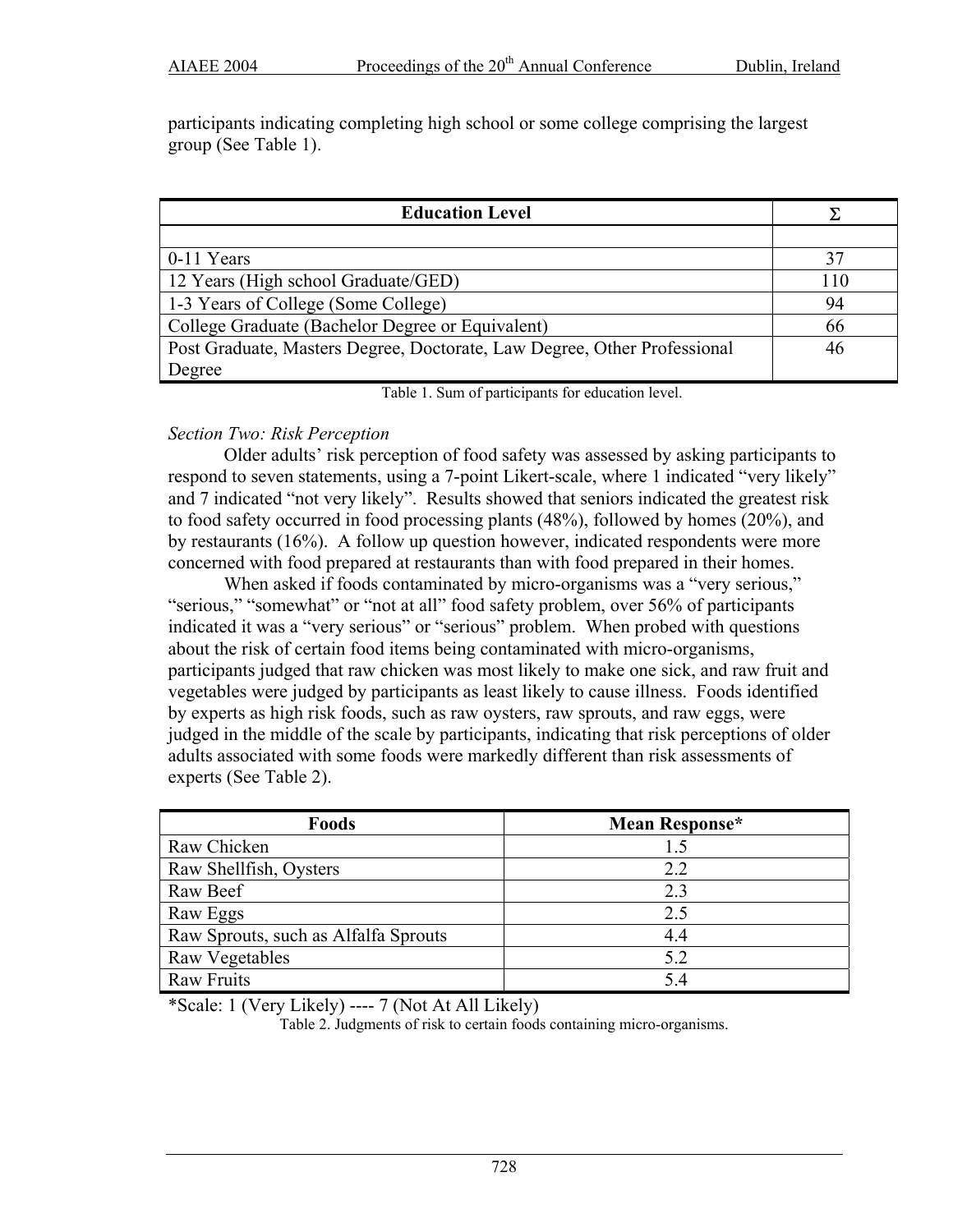participants indicating completing high school or some college comprising the largest group (See Table 1).

| Education Level | Σ |
|---|---|
| | |
| 0-11 Years | 37 |
| 12 Years (High school Graduate/GED) | 110 |
| 1-3 Years of College (Some College) | 94 |
| College Graduate (Bachelor Degree or Equivalent) | 66 |
| Post Graduate, Masters Degree, Doctorate, Law Degree, Other Professional Degree | 46 |

Table 1. Sum of participants for education level.

*Section Two: Risk Perception*

Older adults' risk perception of food safety was assessed by asking participants to respond to seven statements, using a 7-point Likert-scale, where 1 indicated "very likely" and 7 indicated "not very likely". Results showed that seniors indicated the greatest risk to food safety occurred in food processing plants (48%), followed by homes (20%), and by restaurants (16%). A follow up question however, indicated respondents were more concerned with food prepared at restaurants than with food prepared in their homes.

When asked if foods contaminated by micro-organisms was a "very serious," "serious," "somewhat" or "not at all" food safety problem, over 56% of participants indicated it was a "very serious" or "serious" problem. When probed with questions about the risk of certain food items being contaminated with micro-organisms, participants judged that raw chicken was most likely to make one sick, and raw fruit and vegetables were judged by participants as least likely to cause illness. Foods identified by experts as high risk foods, such as raw oysters, raw sprouts, and raw eggs, were judged in the middle of the scale by participants, indicating that risk perceptions of older adults associated with some foods were markedly different than risk assessments of experts (See Table 2).

| Foods | Mean Response* |
|---|---|
| Raw Chicken | 1.5 |
| Raw Shellfish, Oysters | 2.2 |
| Raw Beef | 2.3 |
| Raw Eggs | 2.5 |
| Raw Sprouts, such as Alfalfa Sprouts | 4.4 |
| Raw Vegetables | 5.2 |
| Raw Fruits | 5.4 |

*Scale: 1 (Very Likely) ---- 7 (Not At All Likely)

Table 2. Judgments of risk to certain foods containing micro-organisms.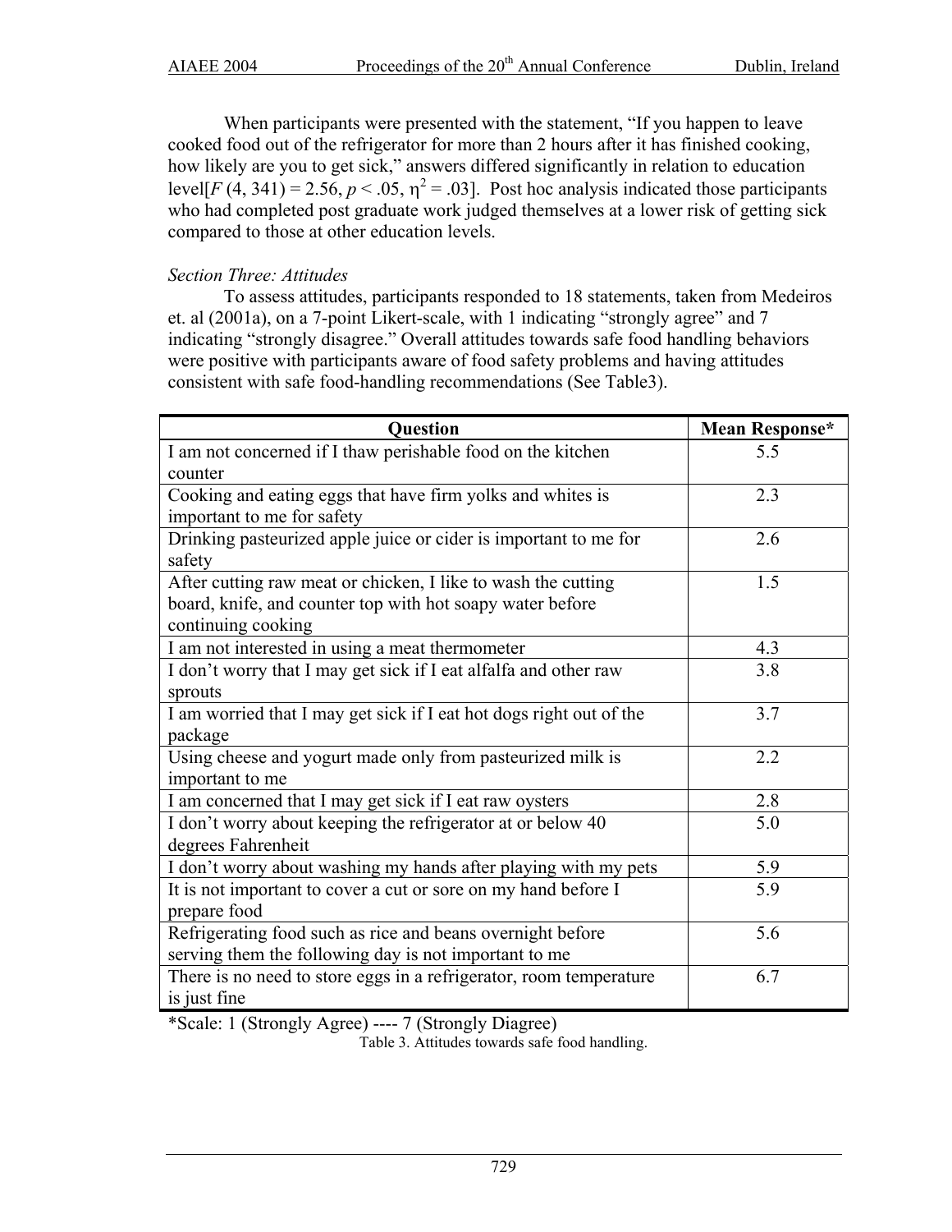When participants were presented with the statement, "If you happen to leave cooked food out of the refrigerator for more than 2 hours after it has finished cooking, how likely are you to get sick," answers differed significantly in relation to education level[$F$ (4, 341) = 2.56, $p < .05$, $\eta^2 = .03$]. Post hoc analysis indicated those participants who had completed post graduate work judged themselves at a lower risk of getting sick compared to those at other education levels.

*Section Three: Attitudes*

To assess attitudes, participants responded to 18 statements, taken from Medeiros et. al (2001a), on a 7-point Likert-scale, with 1 indicating "strongly agree" and 7 indicating "strongly disagree." Overall attitudes towards safe food handling behaviors were positive with participants aware of food safety problems and having attitudes consistent with safe food-handling recommendations (See Table3).

| Question | Mean Response* |
|---|---|
| I am not concerned if I thaw perishable food on the kitchen counter | 5.5 |
| Cooking and eating eggs that have firm yolks and whites is important to me for safety | 2.3 |
| Drinking pasteurized apple juice or cider is important to me for safety | 2.6 |
| After cutting raw meat or chicken, I like to wash the cutting board, knife, and counter top with hot soapy water before continuing cooking | 1.5 |
| I am not interested in using a meat thermometer | 4.3 |
| I don't worry that I may get sick if I eat alfalfa and other raw sprouts | 3.8 |
| I am worried that I may get sick if I eat hot dogs right out of the package | 3.7 |
| Using cheese and yogurt made only from pasteurized milk is important to me | 2.2 |
| I am concerned that I may get sick if I eat raw oysters | 2.8 |
| I don't worry about keeping the refrigerator at or below 40 degrees Fahrenheit | 5.0 |
| I don't worry about washing my hands after playing with my pets | 5.9 |
| It is not important to cover a cut or sore on my hand before I prepare food | 5.9 |
| Refrigerating food such as rice and beans overnight before serving them the following day is not important to me | 5.6 |
| There is no need to store eggs in a refrigerator, room temperature is just fine | 6.7 |

*Scale: 1 (Strongly Agree) ---- 7 (Strongly Diagree)

Table 3. Attitudes towards safe food handling.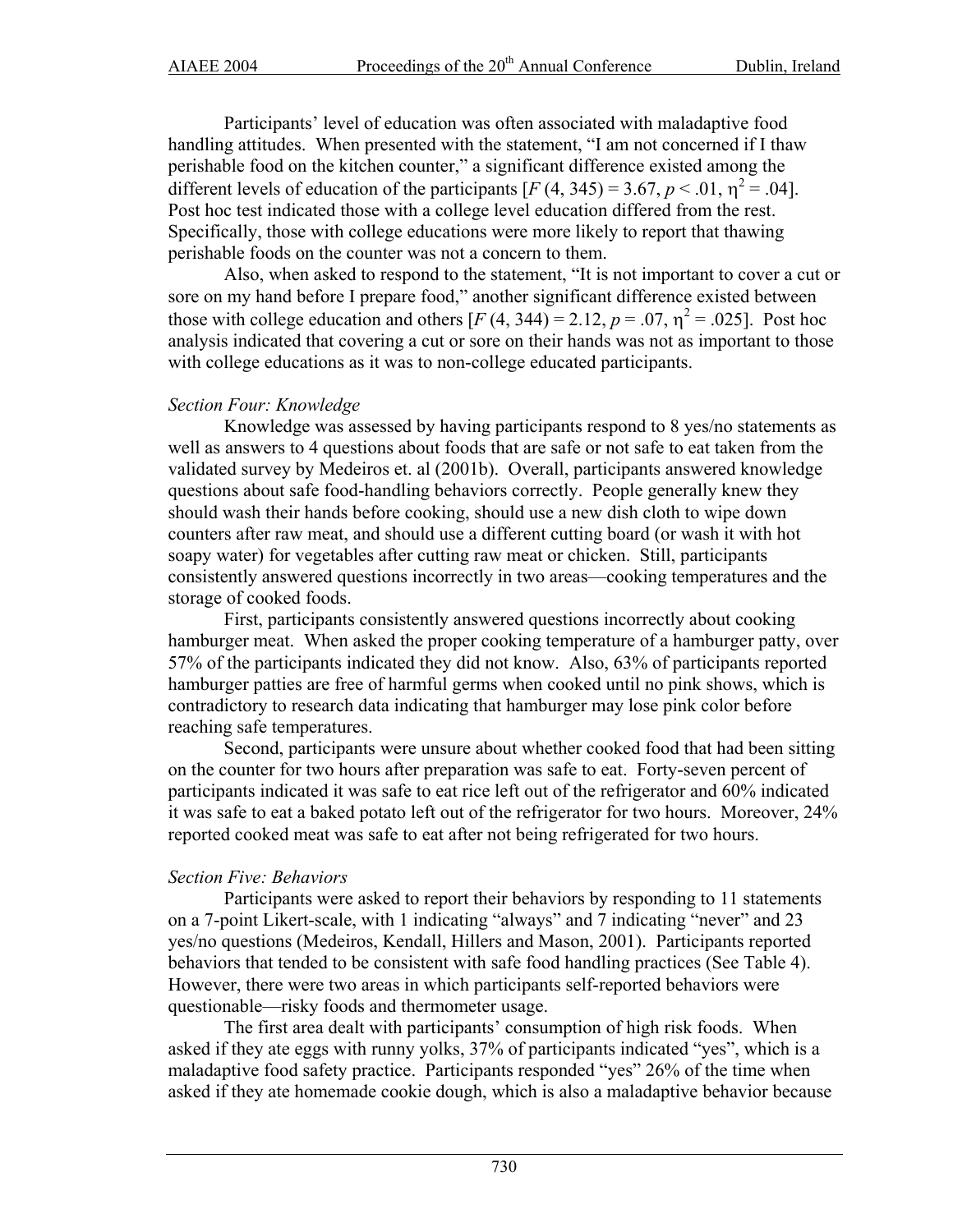Participants' level of education was often associated with maladaptive food handling attitudes. When presented with the statement, "I am not concerned if I thaw perishable food on the kitchen counter," a significant difference existed among the different levels of education of the participants [$F$ (4, 345) = 3.67, $p < .01$, $\eta^2 = .04$]. Post hoc test indicated those with a college level education differed from the rest. Specifically, those with college educations were more likely to report that thawing perishable foods on the counter was not a concern to them.

Also, when asked to respond to the statement, "It is not important to cover a cut or sore on my hand before I prepare food," another significant difference existed between those with college education and others [$F$ (4, 344) = 2.12, $p = .07$, $\eta^2 = .025$]. Post hoc analysis indicated that covering a cut or sore on their hands was not as important to those with college educations as it was to non-college educated participants.

*Section Four: Knowledge*

Knowledge was assessed by having participants respond to 8 yes/no statements as well as answers to 4 questions about foods that are safe or not safe to eat taken from the validated survey by Medeiros et. al (2001b). Overall, participants answered knowledge questions about safe food-handling behaviors correctly. People generally knew they should wash their hands before cooking, should use a new dish cloth to wipe down counters after raw meat, and should use a different cutting board (or wash it with hot soapy water) for vegetables after cutting raw meat or chicken. Still, participants consistently answered questions incorrectly in two areas—cooking temperatures and the storage of cooked foods.

First, participants consistently answered questions incorrectly about cooking hamburger meat. When asked the proper cooking temperature of a hamburger patty, over 57% of the participants indicated they did not know. Also, 63% of participants reported hamburger patties are free of harmful germs when cooked until no pink shows, which is contradictory to research data indicating that hamburger may lose pink color before reaching safe temperatures.

Second, participants were unsure about whether cooked food that had been sitting on the counter for two hours after preparation was safe to eat. Forty-seven percent of participants indicated it was safe to eat rice left out of the refrigerator and 60% indicated it was safe to eat a baked potato left out of the refrigerator for two hours. Moreover, 24% reported cooked meat was safe to eat after not being refrigerated for two hours.

*Section Five: Behaviors*

Participants were asked to report their behaviors by responding to 11 statements on a 7-point Likert-scale, with 1 indicating "always" and 7 indicating "never" and 23 yes/no questions (Medeiros, Kendall, Hillers and Mason, 2001). Participants reported behaviors that tended to be consistent with safe food handling practices (See Table 4). However, there were two areas in which participants self-reported behaviors were questionable—risky foods and thermometer usage.

The first area dealt with participants' consumption of high risk foods. When asked if they ate eggs with runny yolks, 37% of participants indicated "yes", which is a maladaptive food safety practice. Participants responded "yes" 26% of the time when asked if they ate homemade cookie dough, which is also a maladaptive behavior because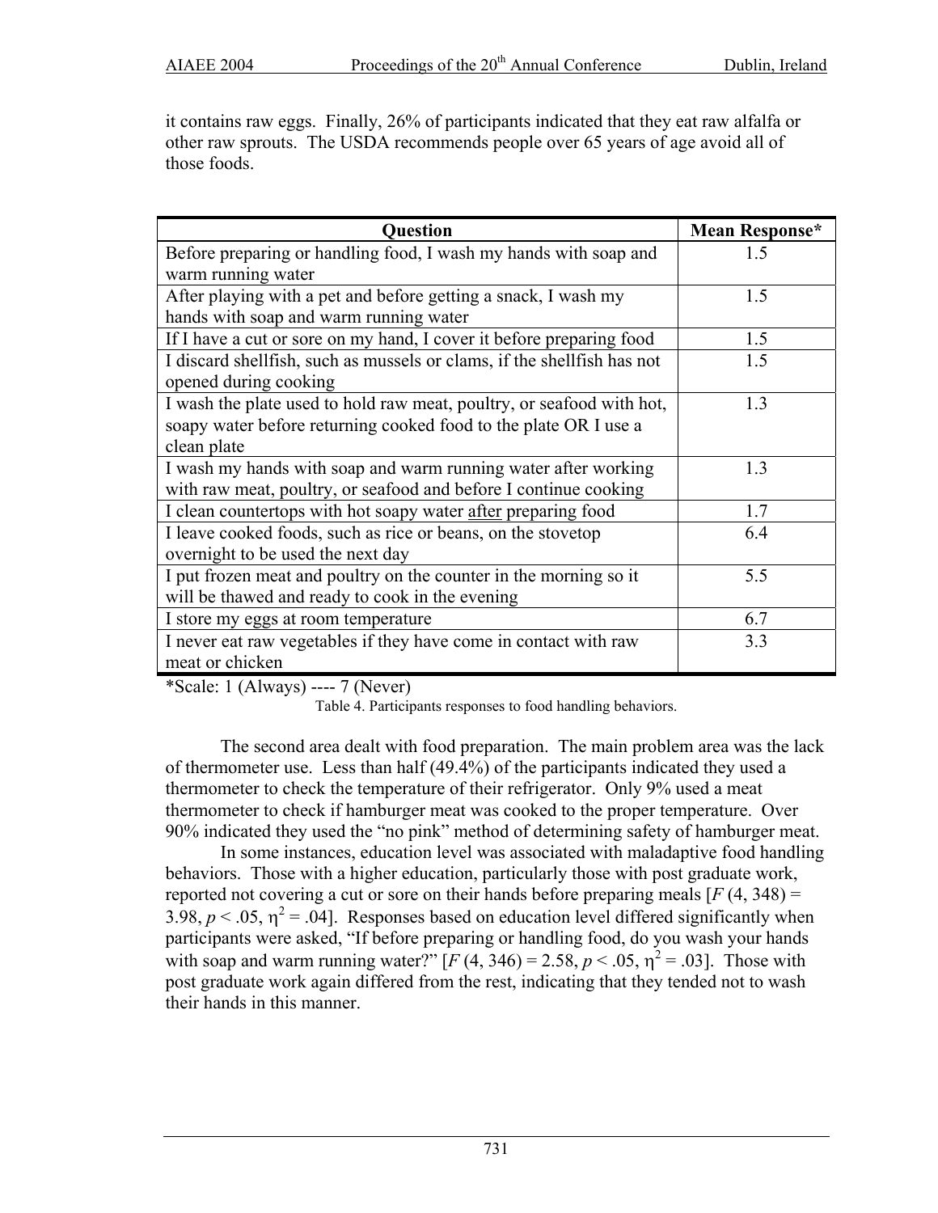it contains raw eggs. Finally, 26% of participants indicated that they eat raw alfalfa or other raw sprouts. The USDA recommends people over 65 years of age avoid all of those foods.

| Question | Mean Response* |
|---|---|
| Before preparing or handling food, I wash my hands with soap and warm running water | 1.5 |
| After playing with a pet and before getting a snack, I wash my hands with soap and warm running water | 1.5 |
| If I have a cut or sore on my hand, I cover it before preparing food | 1.5 |
| I discard shellfish, such as mussels or clams, if the shellfish has not opened during cooking | 1.5 |
| I wash the plate used to hold raw meat, poultry, or seafood with hot, soapy water before returning cooked food to the plate OR I use a clean plate | 1.3 |
| I wash my hands with soap and warm running water after working with raw meat, poultry, or seafood and before I continue cooking | 1.3 |
| I clean countertops with hot soapy water <u>after</u> preparing food | 1.7 |
| I leave cooked foods, such as rice or beans, on the stovetop overnight to be used the next day | 6.4 |
| I put frozen meat and poultry on the counter in the morning so it will be thawed and ready to cook in the evening | 5.5 |
| I store my eggs at room temperature | 6.7 |
| I never eat raw vegetables if they have come in contact with raw meat or chicken | 3.3 |

*Scale: 1 (Always) ---- 7 (Never)

Table 4. Participants responses to food handling behaviors.

The second area dealt with food preparation. The main problem area was the lack of thermometer use. Less than half (49.4%) of the participants indicated they used a thermometer to check the temperature of their refrigerator. Only 9% used a meat thermometer to check if hamburger meat was cooked to the proper temperature. Over 90% indicated they used the "no pink" method of determining safety of hamburger meat.

In some instances, education level was associated with maladaptive food handling behaviors. Those with a higher education, particularly those with post graduate work, reported not covering a cut or sore on their hands before preparing meals [$F$ (4, 348) = 3.98, $p < .05$, $\eta^2 = .04$]. Responses based on education level differed significantly when participants were asked, "If before preparing or handling food, do you wash your hands with soap and warm running water?" [$F$ (4, 346) = 2.58, $p < .05$, $\eta^2 = .03$]. Those with post graduate work again differed from the rest, indicating that they tended not to wash their hands in this manner.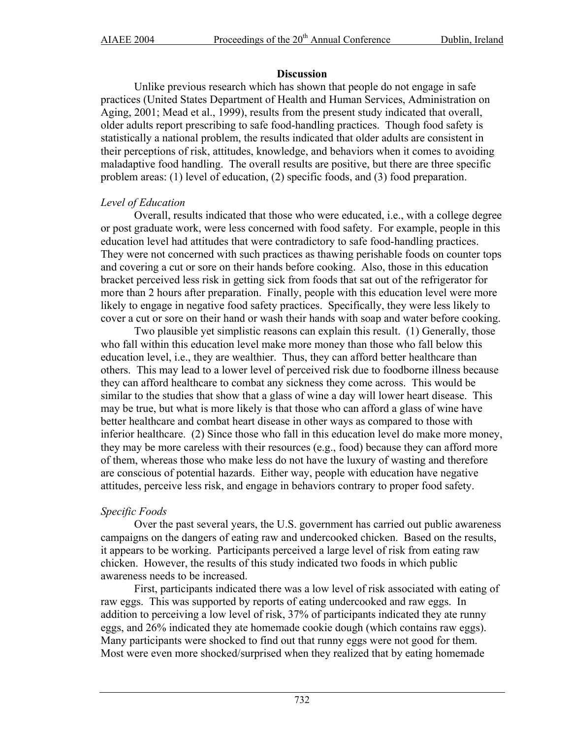**Discussion**

Unlike previous research which has shown that people do not engage in safe practices (United States Department of Health and Human Services, Administration on Aging, 2001; Mead et al., 1999), results from the present study indicated that overall, older adults report prescribing to safe food-handling practices. Though food safety is statistically a national problem, the results indicated that older adults are consistent in their perceptions of risk, attitudes, knowledge, and behaviors when it comes to avoiding maladaptive food handling. The overall results are positive, but there are three specific problem areas: (1) level of education, (2) specific foods, and (3) food preparation.

*Level of Education*

Overall, results indicated that those who were educated, i.e., with a college degree or post graduate work, were less concerned with food safety. For example, people in this education level had attitudes that were contradictory to safe food-handling practices. They were not concerned with such practices as thawing perishable foods on counter tops and covering a cut or sore on their hands before cooking. Also, those in this education bracket perceived less risk in getting sick from foods that sat out of the refrigerator for more than 2 hours after preparation. Finally, people with this education level were more likely to engage in negative food safety practices. Specifically, they were less likely to cover a cut or sore on their hand or wash their hands with soap and water before cooking.

Two plausible yet simplistic reasons can explain this result. (1) Generally, those who fall within this education level make more money than those who fall below this education level, i.e., they are wealthier. Thus, they can afford better healthcare than others. This may lead to a lower level of perceived risk due to foodborne illness because they can afford healthcare to combat any sickness they come across. This would be similar to the studies that show that a glass of wine a day will lower heart disease. This may be true, but what is more likely is that those who can afford a glass of wine have better healthcare and combat heart disease in other ways as compared to those with inferior healthcare. (2) Since those who fall in this education level do make more money, they may be more careless with their resources (e.g., food) because they can afford more of them, whereas those who make less do not have the luxury of wasting and therefore are conscious of potential hazards. Either way, people with education have negative attitudes, perceive less risk, and engage in behaviors contrary to proper food safety.

*Specific Foods*

Over the past several years, the U.S. government has carried out public awareness campaigns on the dangers of eating raw and undercooked chicken. Based on the results, it appears to be working. Participants perceived a large level of risk from eating raw chicken. However, the results of this study indicated two foods in which public awareness needs to be increased.

First, participants indicated there was a low level of risk associated with eating of raw eggs. This was supported by reports of eating undercooked and raw eggs. In addition to perceiving a low level of risk, 37% of participants indicated they ate runny eggs, and 26% indicated they ate homemade cookie dough (which contains raw eggs). Many participants were shocked to find out that runny eggs were not good for them. Most were even more shocked/surprised when they realized that by eating homemade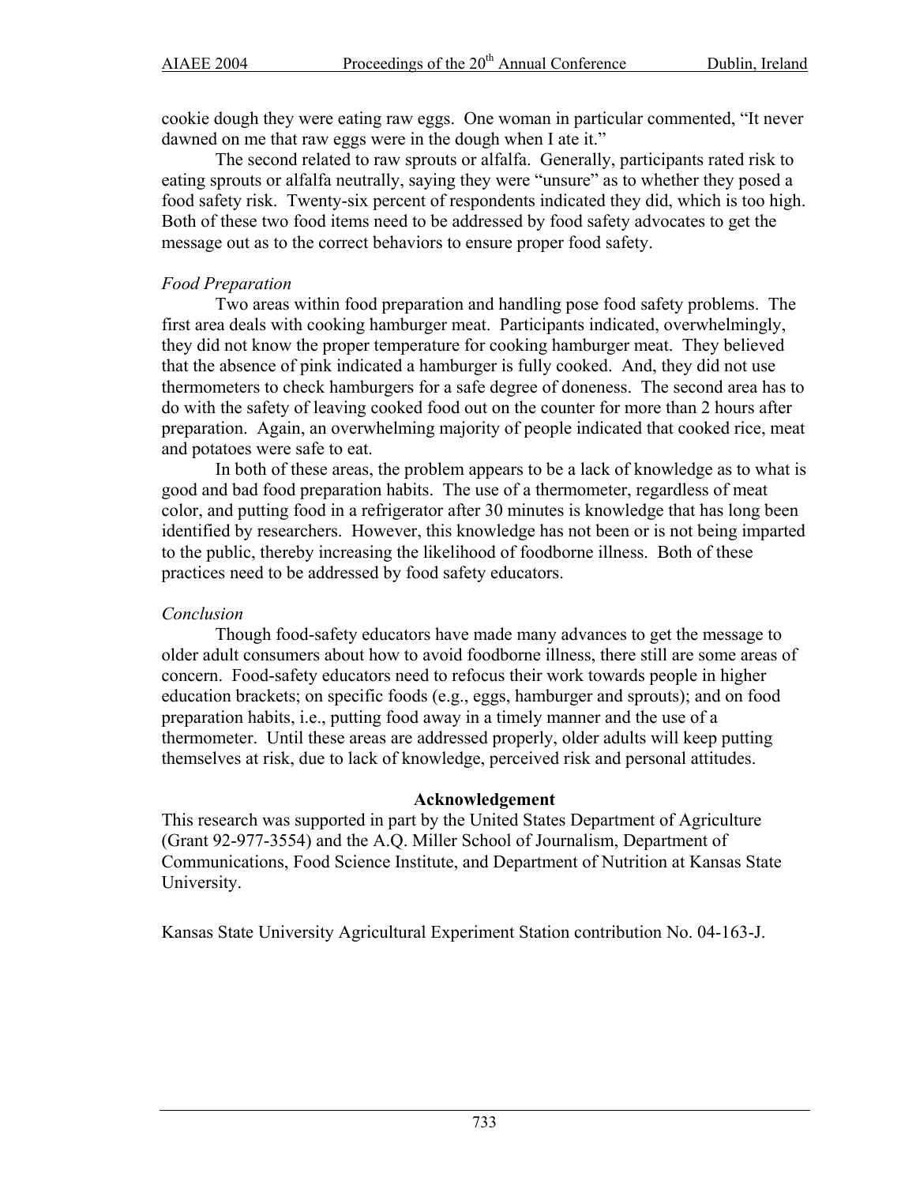cookie dough they were eating raw eggs. One woman in particular commented, "It never dawned on me that raw eggs were in the dough when I ate it."

The second related to raw sprouts or alfalfa. Generally, participants rated risk to eating sprouts or alfalfa neutrally, saying they were "unsure" as to whether they posed a food safety risk. Twenty-six percent of respondents indicated they did, which is too high. Both of these two food items need to be addressed by food safety advocates to get the message out as to the correct behaviors to ensure proper food safety.

*Food Preparation*

Two areas within food preparation and handling pose food safety problems. The first area deals with cooking hamburger meat. Participants indicated, overwhelmingly, they did not know the proper temperature for cooking hamburger meat. They believed that the absence of pink indicated a hamburger is fully cooked. And, they did not use thermometers to check hamburgers for a safe degree of doneness. The second area has to do with the safety of leaving cooked food out on the counter for more than 2 hours after preparation. Again, an overwhelming majority of people indicated that cooked rice, meat and potatoes were safe to eat.

In both of these areas, the problem appears to be a lack of knowledge as to what is good and bad food preparation habits. The use of a thermometer, regardless of meat color, and putting food in a refrigerator after 30 minutes is knowledge that has long been identified by researchers. However, this knowledge has not been or is not being imparted to the public, thereby increasing the likelihood of foodborne illness. Both of these practices need to be addressed by food safety educators.

*Conclusion*

Though food-safety educators have made many advances to get the message to older adult consumers about how to avoid foodborne illness, there still are some areas of concern. Food-safety educators need to refocus their work towards people in higher education brackets; on specific foods (e.g., eggs, hamburger and sprouts); and on food preparation habits, i.e., putting food away in a timely manner and the use of a thermometer. Until these areas are addressed properly, older adults will keep putting themselves at risk, due to lack of knowledge, perceived risk and personal attitudes.

## Acknowledgement

This research was supported in part by the United States Department of Agriculture (Grant 92-977-3554) and the A.Q. Miller School of Journalism, Department of Communications, Food Science Institute, and Department of Nutrition at Kansas State University.

Kansas State University Agricultural Experiment Station contribution No. 04-163-J.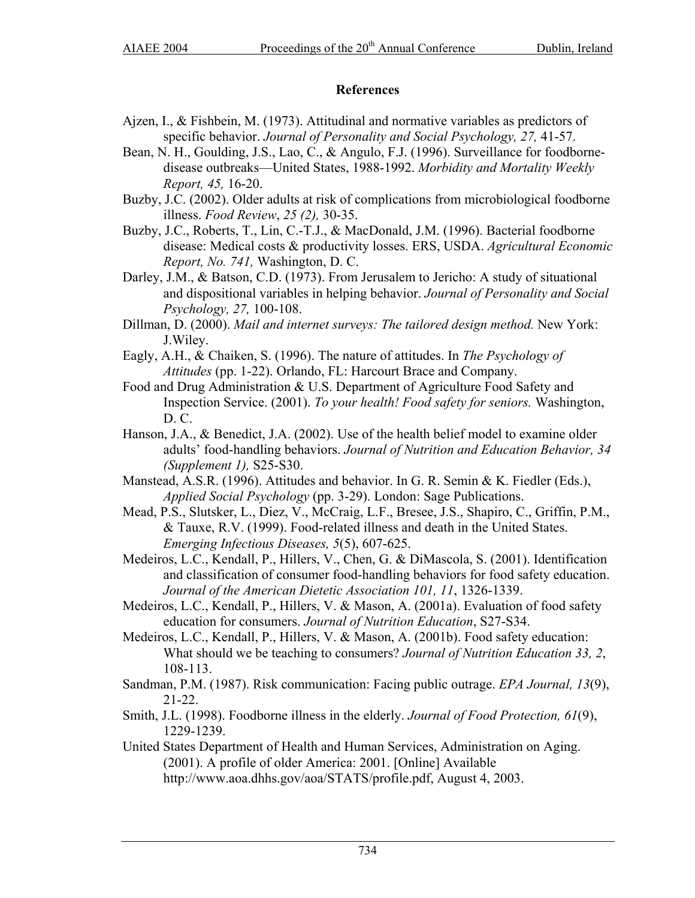## References

Ajzen, I., & Fishbein, M. (1973). Attitudinal and normative variables as predictors of specific behavior. *Journal of Personality and Social Psychology, 27,* 41-57.

Bean, N. H., Goulding, J.S., Lao, C., & Angulo, F.J. (1996). Surveillance for foodborne-disease outbreaks—United States, 1988-1992. *Morbidity and Mortality Weekly Report, 45,* 16-20.

Buzby, J.C. (2002). Older adults at risk of complications from microbiological foodborne illness. *Food Review*, *25 (2),* 30-35.

Buzby, J.C., Roberts, T., Lin, C.-T.J., & MacDonald, J.M. (1996). Bacterial foodborne disease: Medical costs & productivity losses. ERS, USDA. *Agricultural Economic Report, No. 741,* Washington, D. C.

Darley, J.M., & Batson, C.D. (1973). From Jerusalem to Jericho: A study of situational and dispositional variables in helping behavior. *Journal of Personality and Social Psychology, 27,* 100-108.

Dillman, D. (2000). *Mail and internet surveys: The tailored design method.* New York: J.Wiley.

Eagly, A.H., & Chaiken, S. (1996). The nature of attitudes. In *The Psychology of Attitudes* (pp. 1-22). Orlando, FL: Harcourt Brace and Company.

Food and Drug Administration & U.S. Department of Agriculture Food Safety and Inspection Service. (2001). *To your health! Food safety for seniors.* Washington, D. C.

Hanson, J.A., & Benedict, J.A. (2002). Use of the health belief model to examine older adults' food-handling behaviors. *Journal of Nutrition and Education Behavior, 34 (Supplement 1),* S25-S30.

Manstead, A.S.R. (1996). Attitudes and behavior. In G. R. Semin & K. Fiedler (Eds.), *Applied Social Psychology* (pp. 3-29). London: Sage Publications.

Mead, P.S., Slutsker, L., Diez, V., McCraig, L.F., Bresee, J.S., Shapiro, C., Griffin, P.M., & Tauxe, R.V. (1999). Food-related illness and death in the United States. *Emerging Infectious Diseases, 5*(5), 607-625.

Medeiros, L.C., Kendall, P., Hillers, V., Chen, G. & DiMascola, S. (2001). Identification and classification of consumer food-handling behaviors for food safety education. *Journal of the American Dietetic Association 101, 11*, 1326-1339.

Medeiros, L.C., Kendall, P., Hillers, V. & Mason, A. (2001a). Evaluation of food safety education for consumers. *Journal of Nutrition Education*, S27-S34.

Medeiros, L.C., Kendall, P., Hillers, V. & Mason, A. (2001b). Food safety education: What should we be teaching to consumers? *Journal of Nutrition Education 33, 2*, 108-113.

Sandman, P.M. (1987). Risk communication: Facing public outrage. *EPA Journal, 13*(9), 21-22.

Smith, J.L. (1998). Foodborne illness in the elderly. *Journal of Food Protection, 61*(9), 1229-1239.

United States Department of Health and Human Services, Administration on Aging. (2001). A profile of older America: 2001. [Online] Available http://www.aoa.dhhs.gov/aoa/STATS/profile.pdf, August 4, 2003.